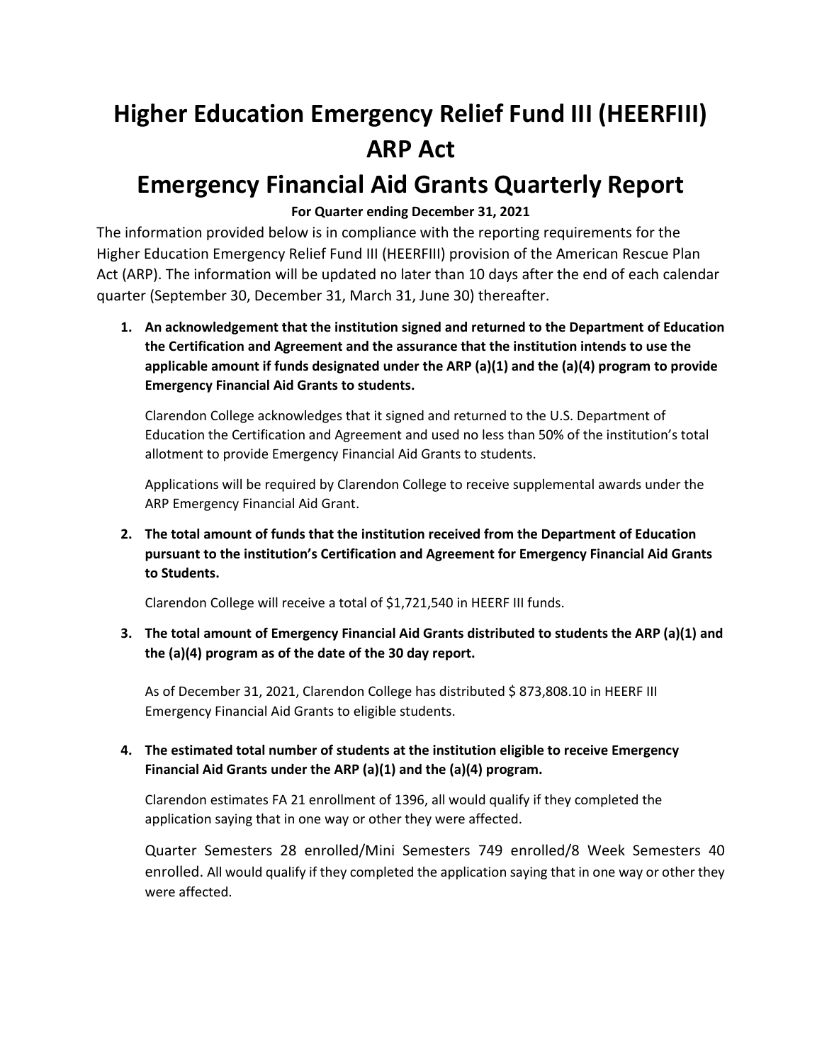# Higher Education Emergency Relief Fund III (HEERFIII) ARP Act

# Emergency Financial Aid Grants Quarterly Report

**For Quarter ending December 31, 2021**

The information provided below is in compliance with the reporting requirements for the Higher Education Emergency Relief Fund III (HEERFIII) provision of the American Rescue Plan Act (ARP). The information will be updated no later than 10 days after the end of each calendar quarter (September 30, December 31, March 31, June 30) thereafter.

1. **An acknowledgement that the institution signed and returned to the Department of Education the Certification and Agreement and the assurance that the institution intends to use the applicable amount if funds designated under the ARP (a)(1) and the (a)(4) program to provide Emergency Financial Aid Grants to students.**

   Clarendon College acknowledges that it signed and returned to the U.S. Department of Education the Certification and Agreement and used no less than 50% of the institution's total allotment to provide Emergency Financial Aid Grants to students.

   Applications will be required by Clarendon College to receive supplemental awards under the ARP Emergency Financial Aid Grant.

2. **The total amount of funds that the institution received from the Department of Education pursuant to the institution's Certification and Agreement for Emergency Financial Aid Grants to Students.**

   Clarendon College will receive a total of $1,721,540 in HEERF III funds.

3. **The total amount of Emergency Financial Aid Grants distributed to students the ARP (a)(1) and the (a)(4) program as of the date of the 30 day report.**

   As of December 31, 2021, Clarendon College has distributed $ 873,808.10 in HEERF III Emergency Financial Aid Grants to eligible students.

4. **The estimated total number of students at the institution eligible to receive Emergency Financial Aid Grants under the ARP (a)(1) and the (a)(4) program.**

   Clarendon estimates FA 21 enrollment of 1396, all would qualify if they completed the application saying that in one way or other they were affected.

   Quarter Semesters 28 enrolled/Mini Semesters 749 enrolled/8 Week Semesters 40 enrolled. All would qualify if they completed the application saying that in one way or other they were affected.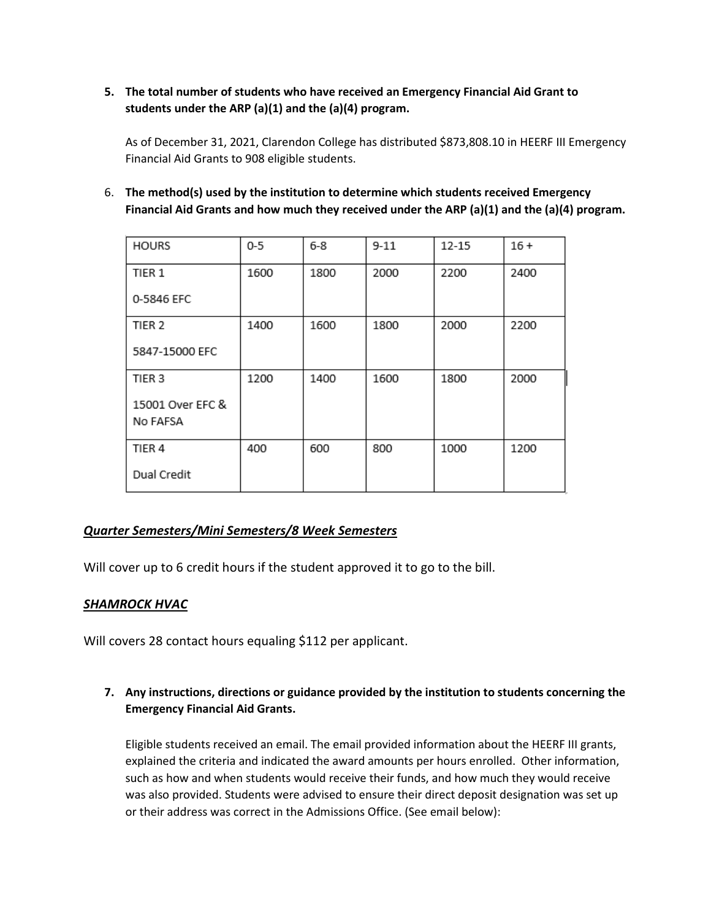**5. The total number of students who have received an Emergency Financial Aid Grant to students under the ARP (a)(1) and the (a)(4) program.**

As of December 31, 2021, Clarendon College has distributed $873,808.10 in HEERF III Emergency Financial Aid Grants to 908 eligible students.

6. **The method(s) used by the institution to determine which students received Emergency Financial Aid Grants and how much they received under the ARP (a)(1) and the (a)(4) program.**

| HOURS | 0-5 | 6-8 | 9-11 | 12-15 | 16 + |
|---|---|---|---|---|---|
| TIER 1<br>0-5846 EFC | 1600 | 1800 | 2000 | 2200 | 2400 |
| TIER 2<br>5847-15000 EFC | 1400 | 1600 | 1800 | 2000 | 2200 |
| TIER 3<br>15001 Over EFC & No FAFSA | 1200 | 1400 | 1600 | 1800 | 2000 |
| TIER 4<br>Dual Credit | 400 | 600 | 800 | 1000 | 1200 |

***Quarter Semesters/Mini Semesters/8 Week Semesters***

Will cover up to 6 credit hours if the student approved it to go to the bill.

***SHAMROCK HVAC***

Will covers 28 contact hours equaling $112 per applicant.

**7. Any instructions, directions or guidance provided by the institution to students concerning the Emergency Financial Aid Grants.**

Eligible students received an email. The email provided information about the HEERF III grants, explained the criteria and indicated the award amounts per hours enrolled. Other information, such as how and when students would receive their funds, and how much they would receive was also provided. Students were advised to ensure their direct deposit designation was set up or their address was correct in the Admissions Office. (See email below):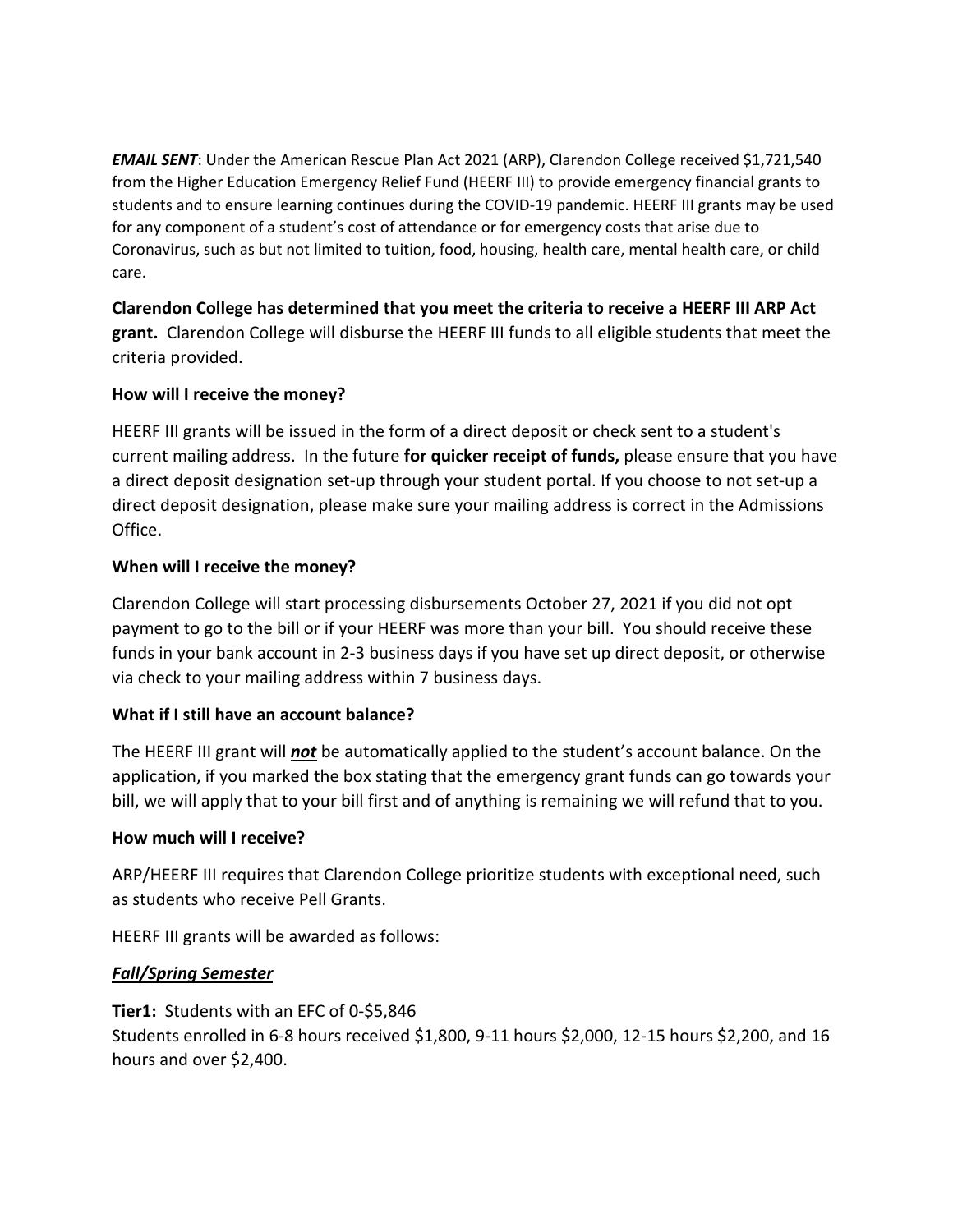***EMAIL SENT***: Under the American Rescue Plan Act 2021 (ARP), Clarendon College received $1,721,540 from the Higher Education Emergency Relief Fund (HEERF III) to provide emergency financial grants to students and to ensure learning continues during the COVID-19 pandemic. HEERF III grants may be used for any component of a student's cost of attendance or for emergency costs that arise due to Coronavirus, such as but not limited to tuition, food, housing, health care, mental health care, or child care.

**Clarendon College has determined that you meet the criteria to receive a HEERF III ARP Act grant.** Clarendon College will disburse the HEERF III funds to all eligible students that meet the criteria provided.

**How will I receive the money?**

HEERF III grants will be issued in the form of a direct deposit or check sent to a student's current mailing address. In the future **for quicker receipt of funds,** please ensure that you have a direct deposit designation set-up through your student portal. If you choose to not set-up a direct deposit designation, please make sure your mailing address is correct in the Admissions Office.

**When will I receive the money?**

Clarendon College will start processing disbursements October 27, 2021 if you did not opt payment to go to the bill or if your HEERF was more than your bill. You should receive these funds in your bank account in 2-3 business days if you have set up direct deposit, or otherwise via check to your mailing address within 7 business days.

**What if I still have an account balance?**

The HEERF III grant will ***<u>not</u>*** be automatically applied to the student's account balance. On the application, if you marked the box stating that the emergency grant funds can go towards your bill, we will apply that to your bill first and of anything is remaining we will refund that to you.

**How much will I receive?**

ARP/HEERF III requires that Clarendon College prioritize students with exceptional need, such as students who receive Pell Grants.

HEERF III grants will be awarded as follows:

***<u>Fall/Spring Semester</u>***

**Tier1:** Students with an EFC of 0-$5,846
Students enrolled in 6-8 hours received $1,800, 9-11 hours $2,000, 12-15 hours $2,200, and 16 hours and over $2,400.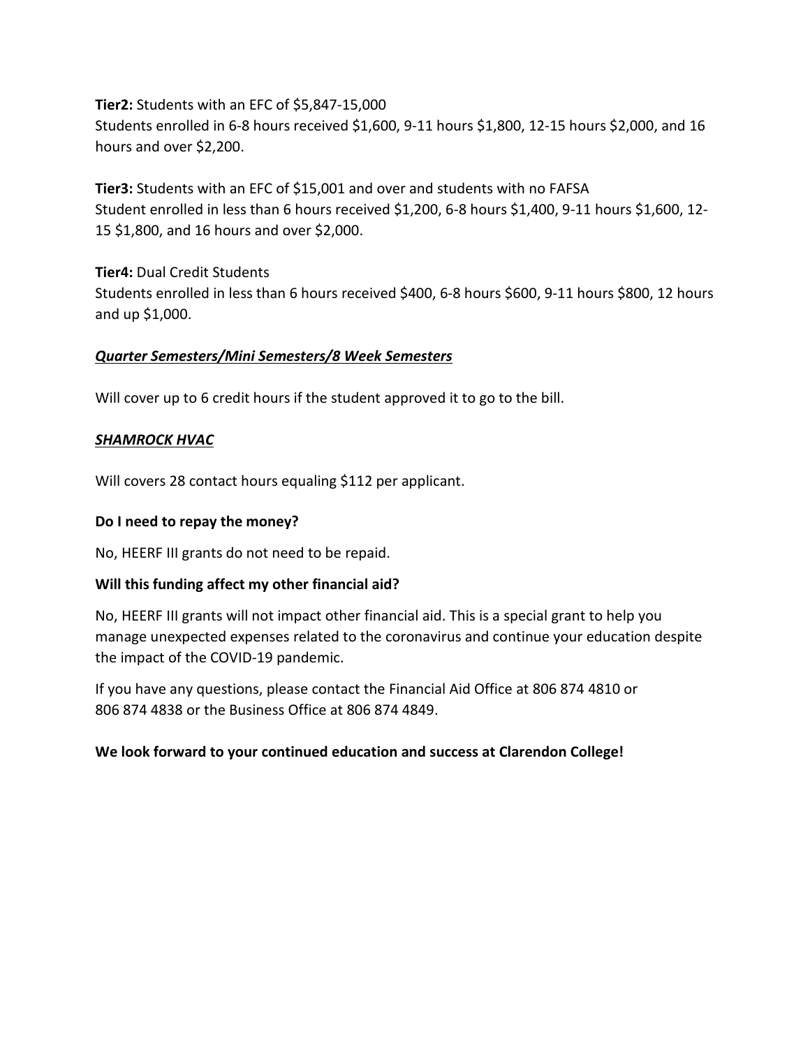**Tier2:** Students with an EFC of $5,847-15,000
Students enrolled in 6-8 hours received $1,600, 9-11 hours $1,800, 12-15 hours $2,000, and 16 hours and over $2,200.

**Tier3:** Students with an EFC of $15,001 and over and students with no FAFSA
Student enrolled in less than 6 hours received $1,200, 6-8 hours $1,400, 9-11 hours $1,600, 12-15 $1,800, and 16 hours and over $2,000.

**Tier4:** Dual Credit Students
Students enrolled in less than 6 hours received $400, 6-8 hours $600, 9-11 hours $800, 12 hours and up $1,000.

***Quarter Semesters/Mini Semesters/8 Week Semesters***

Will cover up to 6 credit hours if the student approved it to go to the bill.

***SHAMROCK HVAC***

Will covers 28 contact hours equaling $112 per applicant.

**Do I need to repay the money?**

No, HEERF III grants do not need to be repaid.

**Will this funding affect my other financial aid?**

No, HEERF III grants will not impact other financial aid. This is a special grant to help you manage unexpected expenses related to the coronavirus and continue your education despite the impact of the COVID-19 pandemic.

If you have any questions, please contact the Financial Aid Office at 806 874 4810 or 806 874 4838 or the Business Office at 806 874 4849.

**We look forward to your continued education and success at Clarendon College!**